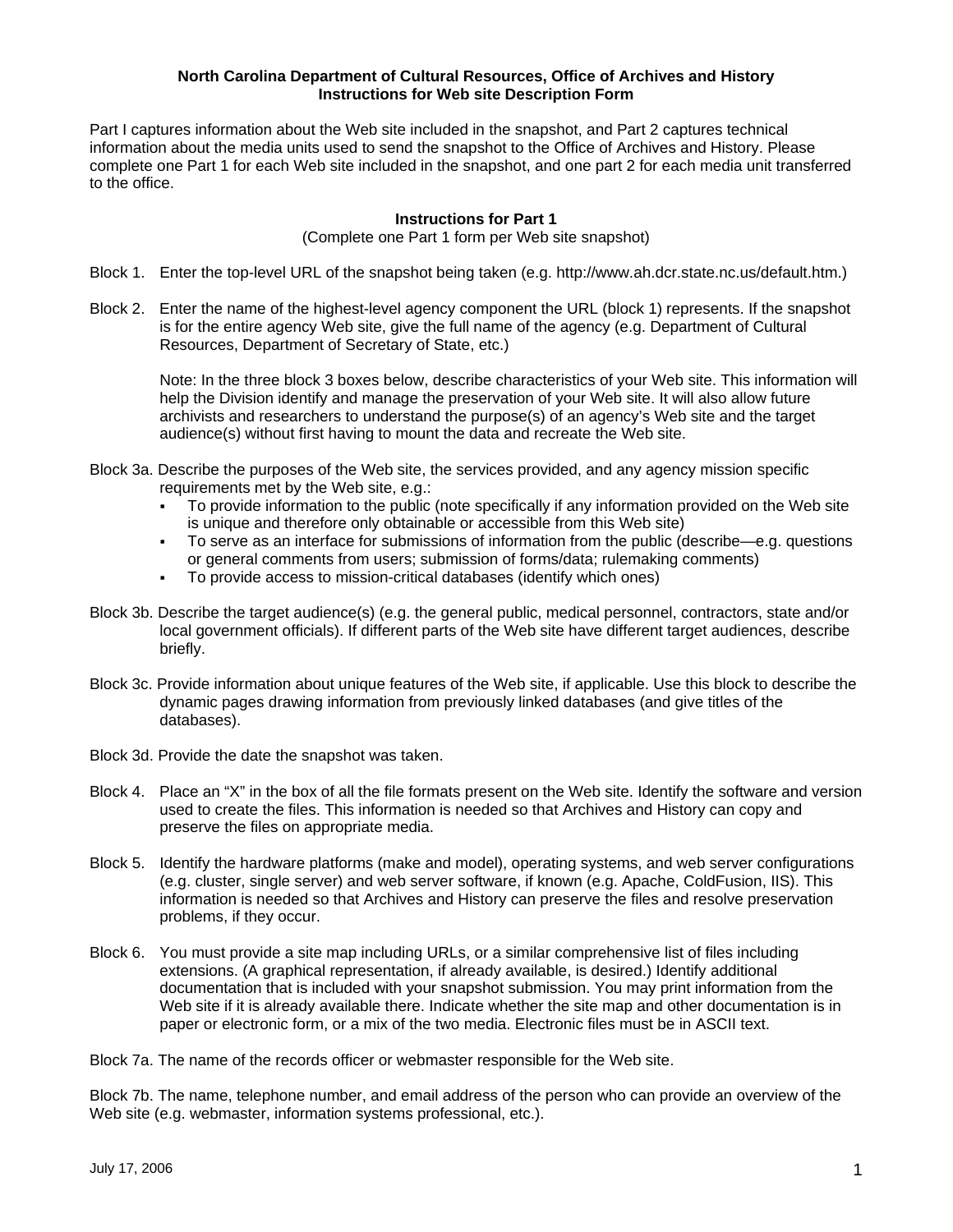**North Carolina Department of Cultural Resources, Office of Archives and History**
**Instructions for Web site Description Form**

Part I captures information about the Web site included in the snapshot, and Part 2 captures technical information about the media units used to send the snapshot to the Office of Archives and History. Please complete one Part 1 for each Web site included in the snapshot, and one part 2 for each media unit transferred to the office.

### Instructions for Part 1

(Complete one Part 1 form per Web site snapshot)

Block 1. Enter the top-level URL of the snapshot being taken (e.g. http://www.ah.dcr.state.nc.us/default.htm.)

Block 2. Enter the name of the highest-level agency component the URL (block 1) represents. If the snapshot is for the entire agency Web site, give the full name of the agency (e.g. Department of Cultural Resources, Department of Secretary of State, etc.)

Note: In the three block 3 boxes below, describe characteristics of your Web site. This information will help the Division identify and manage the preservation of your Web site. It will also allow future archivists and researchers to understand the purpose(s) of an agency's Web site and the target audience(s) without first having to mount the data and recreate the Web site.

Block 3a. Describe the purposes of the Web site, the services provided, and any agency mission specific requirements met by the Web site, e.g.:

- To provide information to the public (note specifically if any information provided on the Web site is unique and therefore only obtainable or accessible from this Web site)
- To serve as an interface for submissions of information from the public (describe—e.g. questions or general comments from users; submission of forms/data; rulemaking comments)
- To provide access to mission-critical databases (identify which ones)

Block 3b. Describe the target audience(s) (e.g. the general public, medical personnel, contractors, state and/or local government officials). If different parts of the Web site have different target audiences, describe briefly.

Block 3c. Provide information about unique features of the Web site, if applicable. Use this block to describe the dynamic pages drawing information from previously linked databases (and give titles of the databases).

Block 3d. Provide the date the snapshot was taken.

Block 4. Place an "X" in the box of all the file formats present on the Web site. Identify the software and version used to create the files. This information is needed so that Archives and History can copy and preserve the files on appropriate media.

Block 5. Identify the hardware platforms (make and model), operating systems, and web server configurations (e.g. cluster, single server) and web server software, if known (e.g. Apache, ColdFusion, IIS). This information is needed so that Archives and History can preserve the files and resolve preservation problems, if they occur.

Block 6. You must provide a site map including URLs, or a similar comprehensive list of files including extensions. (A graphical representation, if already available, is desired.) Identify additional documentation that is included with your snapshot submission. You may print information from the Web site if it is already available there. Indicate whether the site map and other documentation is in paper or electronic form, or a mix of the two media. Electronic files must be in ASCII text.

Block 7a. The name of the records officer or webmaster responsible for the Web site.

Block 7b. The name, telephone number, and email address of the person who can provide an overview of the Web site (e.g. webmaster, information systems professional, etc.).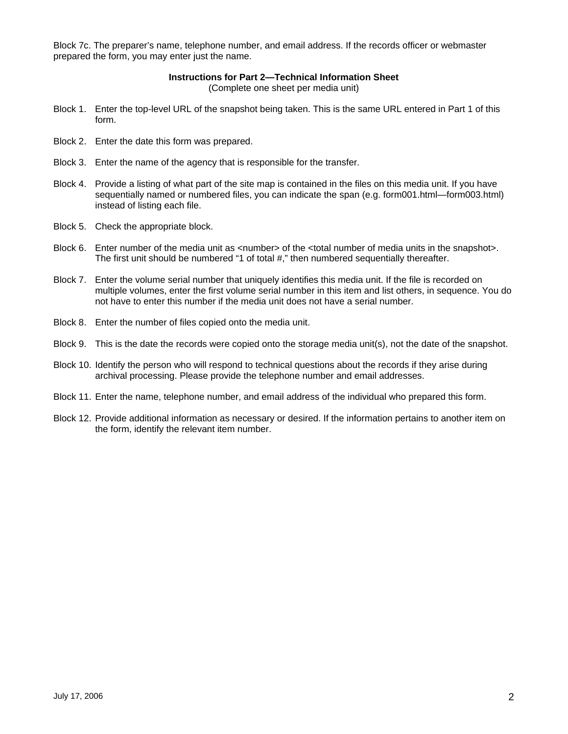Block 7c. The preparer's name, telephone number, and email address. If the records officer or webmaster prepared the form, you may enter just the name.

**Instructions for Part 2—Technical Information Sheet**
(Complete one sheet per media unit)

Block 1. Enter the top-level URL of the snapshot being taken. This is the same URL entered in Part 1 of this form.

Block 2. Enter the date this form was prepared.

Block 3. Enter the name of the agency that is responsible for the transfer.

Block 4. Provide a listing of what part of the site map is contained in the files on this media unit. If you have sequentially named or numbered files, you can indicate the span (e.g. form001.html—form003.html) instead of listing each file.

Block 5. Check the appropriate block.

Block 6. Enter number of the media unit as <number> of the <total number of media units in the snapshot>. The first unit should be numbered "1 of total #," then numbered sequentially thereafter.

Block 7. Enter the volume serial number that uniquely identifies this media unit. If the file is recorded on multiple volumes, enter the first volume serial number in this item and list others, in sequence. You do not have to enter this number if the media unit does not have a serial number.

Block 8. Enter the number of files copied onto the media unit.

Block 9. This is the date the records were copied onto the storage media unit(s), not the date of the snapshot.

Block 10. Identify the person who will respond to technical questions about the records if they arise during archival processing. Please provide the telephone number and email addresses.

Block 11. Enter the name, telephone number, and email address of the individual who prepared this form.

Block 12. Provide additional information as necessary or desired. If the information pertains to another item on the form, identify the relevant item number.

July 17, 2006